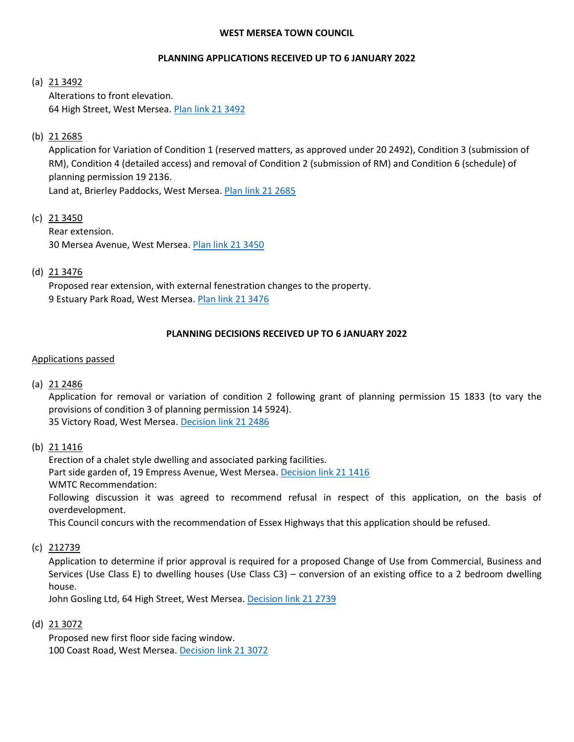**WEST MERSEA TOWN COUNCIL**

**PLANNING APPLICATIONS RECEIVED UP TO 6 JANUARY 2022**

(a) 21 3492
Alterations to front elevation.
64 High Street, West Mersea. [Plan link 21 3492]

(b) 21 2685
Application for Variation of Condition 1 (reserved matters, as approved under 20 2492), Condition 3 (submission of RM), Condition 4 (detailed access) and removal of Condition 2 (submission of RM) and Condition 6 (schedule) of planning permission 19 2136.
Land at, Brierley Paddocks, West Mersea. [Plan link 21 2685]

(c) 21 3450
Rear extension.
30 Mersea Avenue, West Mersea. [Plan link 21 3450]

(d) 21 3476
Proposed rear extension, with external fenestration changes to the property.
9 Estuary Park Road, West Mersea. [Plan link 21 3476]

**PLANNING DECISIONS RECEIVED UP TO 6 JANUARY 2022**

Applications passed

(a) 21 2486
Application for removal or variation of condition 2 following grant of planning permission 15 1833 (to vary the provisions of condition 3 of planning permission 14 5924).
35 Victory Road, West Mersea. [Decision link 21 2486]

(b) 21 1416
Erection of a chalet style dwelling and associated parking facilities.
Part side garden of, 19 Empress Avenue, West Mersea. [Decision link 21 1416]
WMTC Recommendation:
Following discussion it was agreed to recommend refusal in respect of this application, on the basis of overdevelopment.
This Council concurs with the recommendation of Essex Highways that this application should be refused.

(c) 212739
Application to determine if prior approval is required for a proposed Change of Use from Commercial, Business and Services (Use Class E) to dwelling houses (Use Class C3) – conversion of an existing office to a 2 bedroom dwelling house.
John Gosling Ltd, 64 High Street, West Mersea. [Decision link 21 2739]

(d) 21 3072
Proposed new first floor side facing window.
100 Coast Road, West Mersea. [Decision link 21 3072]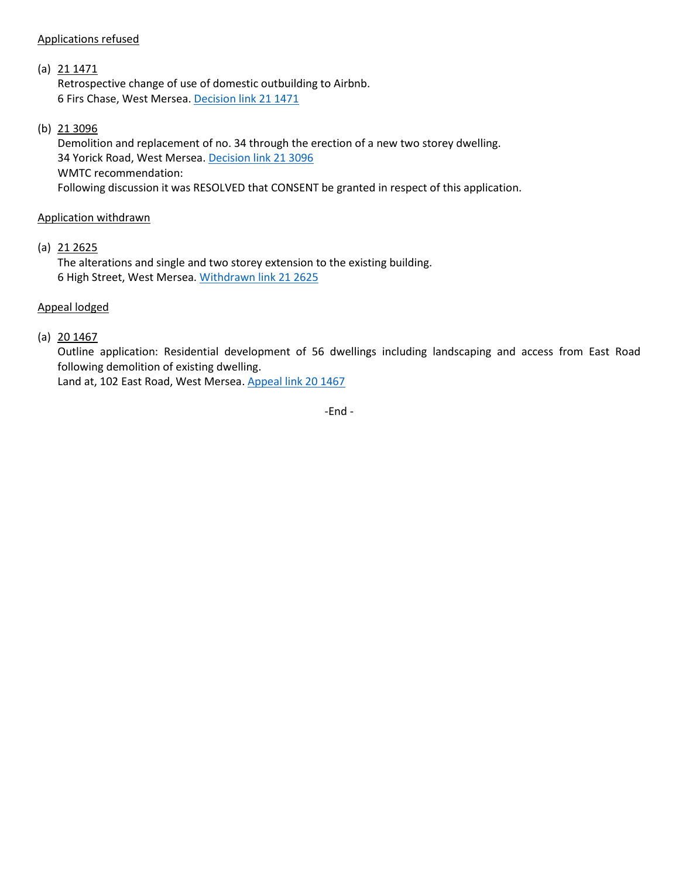Applications refused

(a) 21 1471
Retrospective change of use of domestic outbuilding to Airbnb.
6 Firs Chase, West Mersea. Decision link 21 1471

(b) 21 3096
Demolition and replacement of no. 34 through the erection of a new two storey dwelling.
34 Yorick Road, West Mersea. Decision link 21 3096
WMTC recommendation:
Following discussion it was RESOLVED that CONSENT be granted in respect of this application.

Application withdrawn

(a) 21 2625
The alterations and single and two storey extension to the existing building.
6 High Street, West Mersea. Withdrawn link 21 2625

Appeal lodged

(a) 20 1467
Outline application: Residential development of 56 dwellings including landscaping and access from East Road following demolition of existing dwelling.
Land at, 102 East Road, West Mersea. Appeal link 20 1467

-End -